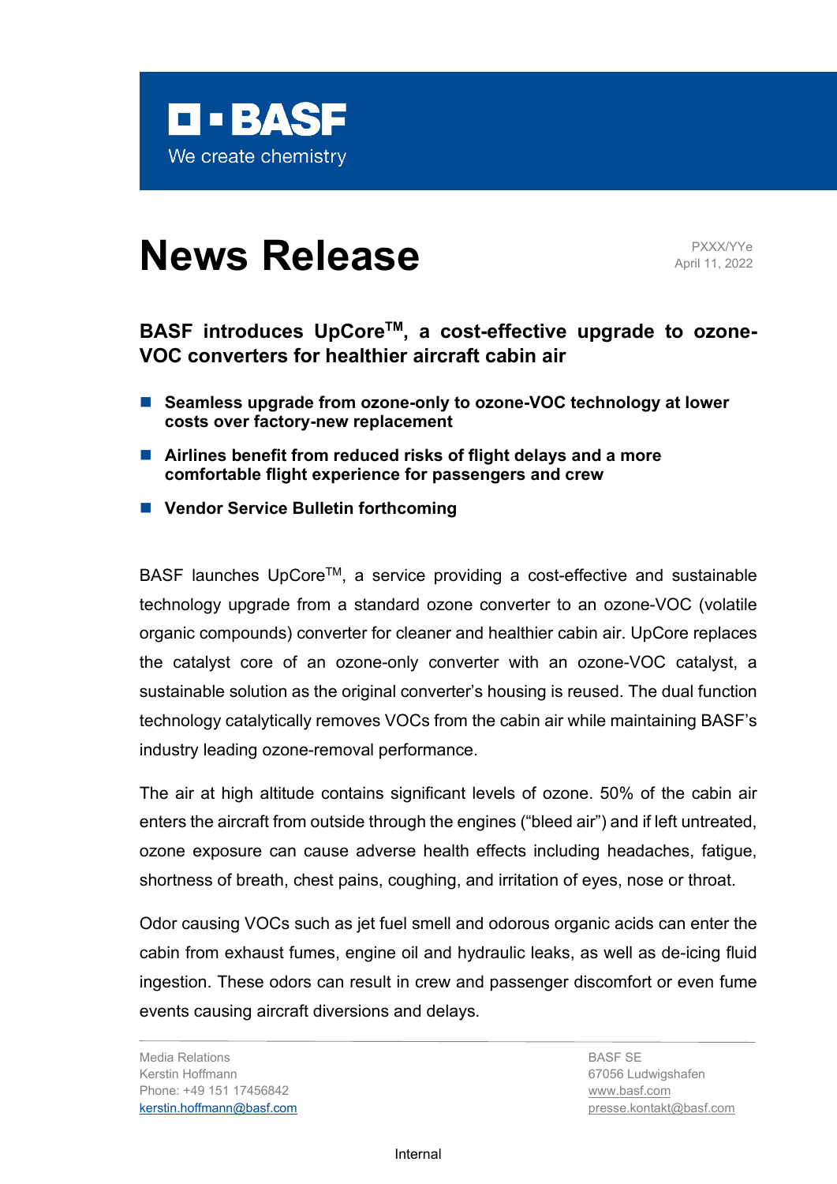BASF

We create chemistry

# News Release

PXXX/YYe
April 11, 2022

## BASF introduces UpCore™, a cost-effective upgrade to ozone-VOC converters for healthier aircraft cabin air

- **Seamless upgrade from ozone-only to ozone-VOC technology at lower costs over factory-new replacement**
- **Airlines benefit from reduced risks of flight delays and a more comfortable flight experience for passengers and crew**
- **Vendor Service Bulletin forthcoming**

BASF launches UpCore™, a service providing a cost-effective and sustainable technology upgrade from a standard ozone converter to an ozone-VOC (volatile organic compounds) converter for cleaner and healthier cabin air. UpCore replaces the catalyst core of an ozone-only converter with an ozone-VOC catalyst, a sustainable solution as the original converter's housing is reused. The dual function technology catalytically removes VOCs from the cabin air while maintaining BASF's industry leading ozone-removal performance.

The air at high altitude contains significant levels of ozone. 50% of the cabin air enters the aircraft from outside through the engines ("bleed air") and if left untreated, ozone exposure can cause adverse health effects including headaches, fatigue, shortness of breath, chest pains, coughing, and irritation of eyes, nose or throat.

Odor causing VOCs such as jet fuel smell and odorous organic acids can enter the cabin from exhaust fumes, engine oil and hydraulic leaks, as well as de-icing fluid ingestion. These odors can result in crew and passenger discomfort or even fume events causing aircraft diversions and delays.

Media Relations
Kerstin Hoffmann
Phone: +49 151 17456842
kerstin.hoffmann@basf.com

BASF SE
67056 Ludwigshafen
www.basf.com
presse.kontakt@basf.com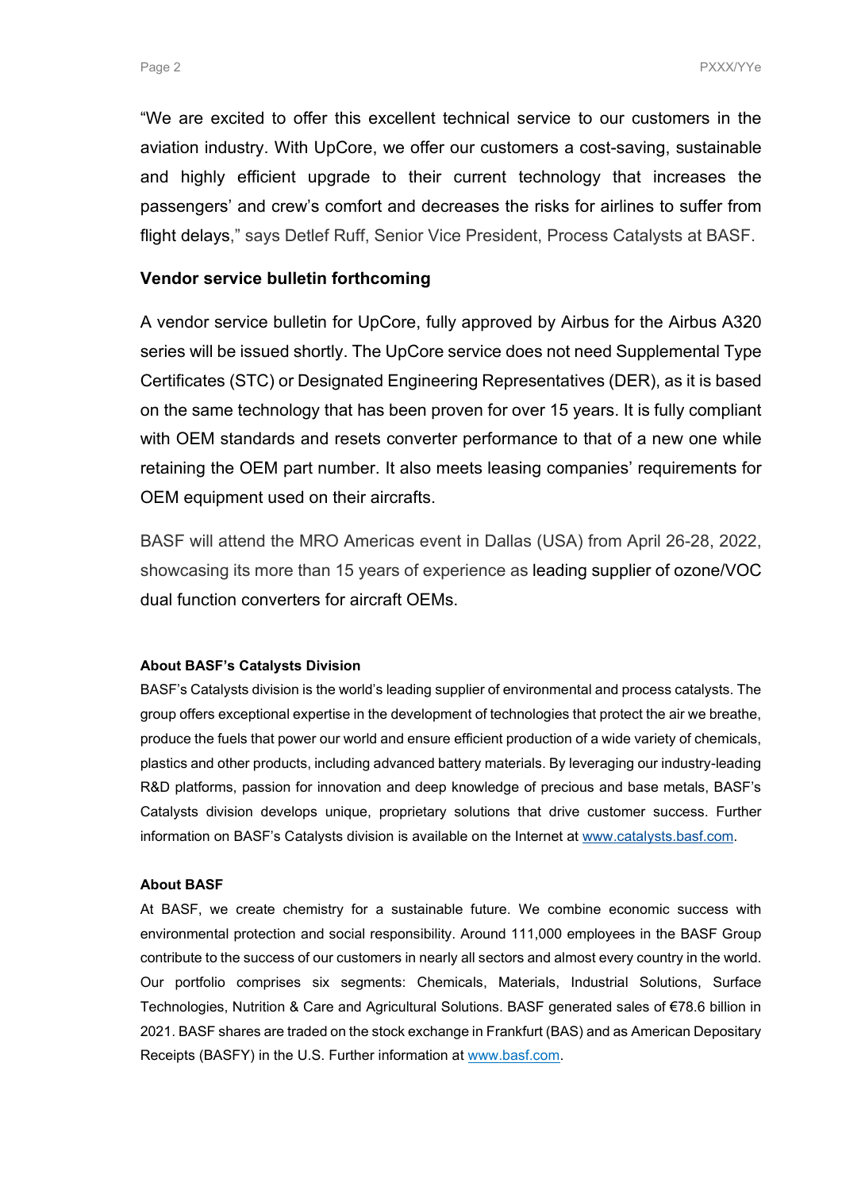"We are excited to offer this excellent technical service to our customers in the aviation industry. With UpCore, we offer our customers a cost-saving, sustainable and highly efficient upgrade to their current technology that increases the passengers' and crew's comfort and decreases the risks for airlines to suffer from flight delays," says Detlef Ruff, Senior Vice President, Process Catalysts at BASF.

## Vendor service bulletin forthcoming

A vendor service bulletin for UpCore, fully approved by Airbus for the Airbus A320 series will be issued shortly. The UpCore service does not need Supplemental Type Certificates (STC) or Designated Engineering Representatives (DER), as it is based on the same technology that has been proven for over 15 years. It is fully compliant with OEM standards and resets converter performance to that of a new one while retaining the OEM part number. It also meets leasing companies' requirements for OEM equipment used on their aircrafts.

BASF will attend the MRO Americas event in Dallas (USA) from April 26-28, 2022, showcasing its more than 15 years of experience as leading supplier of ozone/VOC dual function converters for aircraft OEMs.

### About BASF's Catalysts Division

BASF's Catalysts division is the world's leading supplier of environmental and process catalysts. The group offers exceptional expertise in the development of technologies that protect the air we breathe, produce the fuels that power our world and ensure efficient production of a wide variety of chemicals, plastics and other products, including advanced battery materials. By leveraging our industry-leading R&D platforms, passion for innovation and deep knowledge of precious and base metals, BASF's Catalysts division develops unique, proprietary solutions that drive customer success. Further information on BASF's Catalysts division is available on the Internet at www.catalysts.basf.com.

### About BASF

At BASF, we create chemistry for a sustainable future. We combine economic success with environmental protection and social responsibility. Around 111,000 employees in the BASF Group contribute to the success of our customers in nearly all sectors and almost every country in the world. Our portfolio comprises six segments: Chemicals, Materials, Industrial Solutions, Surface Technologies, Nutrition & Care and Agricultural Solutions. BASF generated sales of €78.6 billion in 2021. BASF shares are traded on the stock exchange in Frankfurt (BAS) and as American Depositary Receipts (BASFY) in the U.S. Further information at www.basf.com.